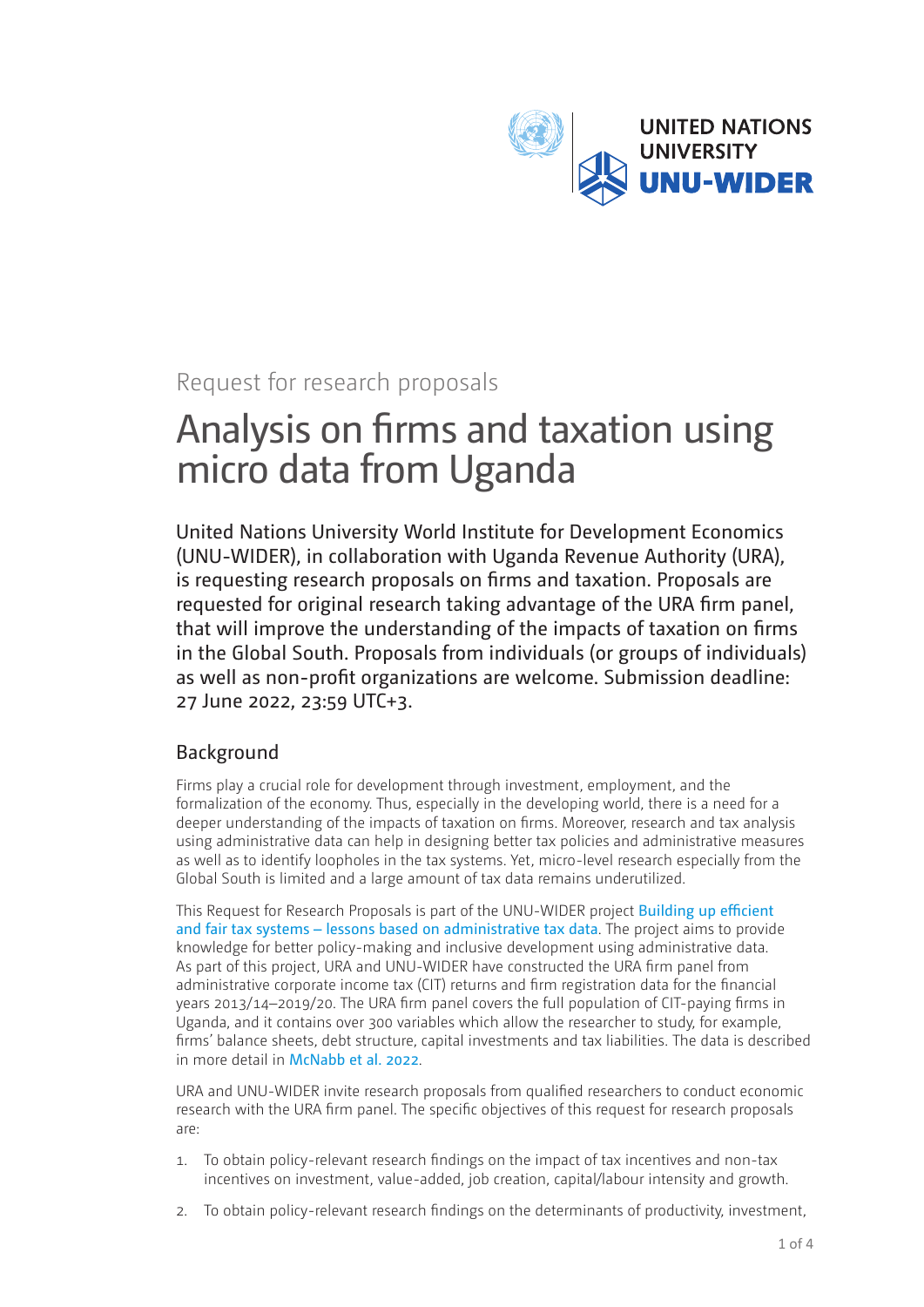Request for research proposals

# Analysis on firms and taxation using micro data from Uganda

United Nations University World Institute for Development Economics (UNU-WIDER), in collaboration with Uganda Revenue Authority (URA), is requesting research proposals on firms and taxation. Proposals are requested for original research taking advantage of the URA firm panel, that will improve the understanding of the impacts of taxation on firms in the Global South. Proposals from individuals (or groups of individuals) as well as non-profit organizations are welcome. Submission deadline: 27 June 2022, 23:59 UTC+3.

## Background

Firms play a crucial role for development through investment, employment, and the formalization of the economy. Thus, especially in the developing world, there is a need for a deeper understanding of the impacts of taxation on firms. Moreover, research and tax analysis using administrative data can help in designing better tax policies and administrative measures as well as to identify loopholes in the tax systems. Yet, micro-level research especially from the Global South is limited and a large amount of tax data remains underutilized.

This Request for Research Proposals is part of the UNU-WIDER project Building up efficient and fair tax systems – lessons based on administrative tax data. The project aims to provide knowledge for better policy-making and inclusive development using administrative data. As part of this project, URA and UNU-WIDER have constructed the URA firm panel from administrative corporate income tax (CIT) returns and firm registration data for the financial years 2013/14–2019/20. The URA firm panel covers the full population of CIT-paying firms in Uganda, and it contains over 300 variables which allow the researcher to study, for example, firms' balance sheets, debt structure, capital investments and tax liabilities. The data is described in more detail in McNabb et al. 2022.

URA and UNU-WIDER invite research proposals from qualified researchers to conduct economic research with the URA firm panel. The specific objectives of this request for research proposals are:

1. To obtain policy-relevant research findings on the impact of tax incentives and non-tax incentives on investment, value-added, job creation, capital/labour intensity and growth.
2. To obtain policy-relevant research findings on the determinants of productivity, investment,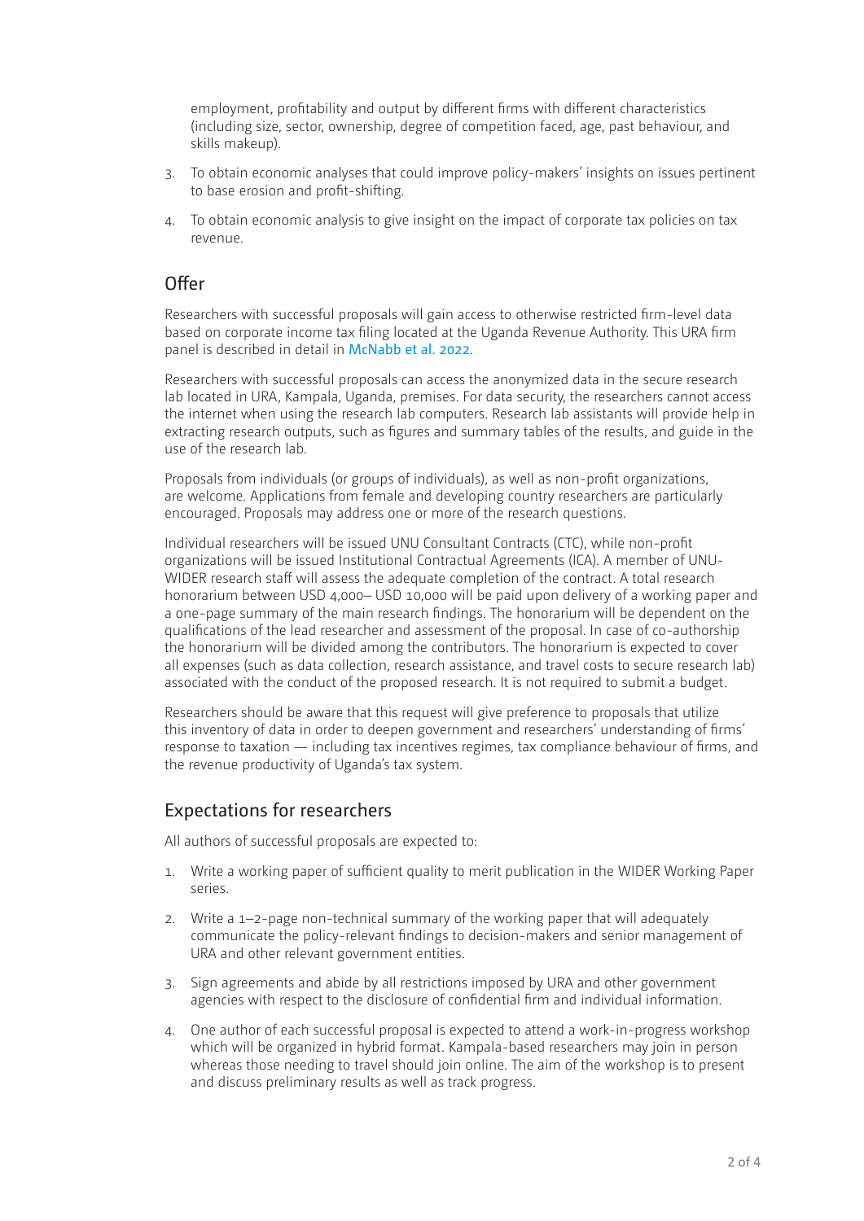employment, profitability and output by different firms with different characteristics (including size, sector, ownership, degree of competition faced, age, past behaviour, and skills makeup).

3. To obtain economic analyses that could improve policy-makers' insights on issues pertinent to base erosion and profit-shifting.
4. To obtain economic analysis to give insight on the impact of corporate tax policies on tax revenue.

## Offer

Researchers with successful proposals will gain access to otherwise restricted firm-level data based on corporate income tax filing located at the Uganda Revenue Authority. This URA firm panel is described in detail in McNabb et al. 2022.

Researchers with successful proposals can access the anonymized data in the secure research lab located in URA, Kampala, Uganda, premises. For data security, the researchers cannot access the internet when using the research lab computers. Research lab assistants will provide help in extracting research outputs, such as figures and summary tables of the results, and guide in the use of the research lab.

Proposals from individuals (or groups of individuals), as well as non-profit organizations, are welcome. Applications from female and developing country researchers are particularly encouraged. Proposals may address one or more of the research questions.

Individual researchers will be issued UNU Consultant Contracts (CTC), while non-profit organizations will be issued Institutional Contractual Agreements (ICA). A member of UNU-WIDER research staff will assess the adequate completion of the contract. A total research honorarium between USD 4,000– USD 10,000 will be paid upon delivery of a working paper and a one-page summary of the main research findings. The honorarium will be dependent on the qualifications of the lead researcher and assessment of the proposal. In case of co-authorship the honorarium will be divided among the contributors. The honorarium is expected to cover all expenses (such as data collection, research assistance, and travel costs to secure research lab) associated with the conduct of the proposed research. It is not required to submit a budget.

Researchers should be aware that this request will give preference to proposals that utilize this inventory of data in order to deepen government and researchers' understanding of firms' response to taxation — including tax incentives regimes, tax compliance behaviour of firms, and the revenue productivity of Uganda's tax system.

## Expectations for researchers

All authors of successful proposals are expected to:

1. Write a working paper of sufficient quality to merit publication in the WIDER Working Paper series.
2. Write a 1–2-page non-technical summary of the working paper that will adequately communicate the policy-relevant findings to decision-makers and senior management of URA and other relevant government entities.
3. Sign agreements and abide by all restrictions imposed by URA and other government agencies with respect to the disclosure of confidential firm and individual information.
4. One author of each successful proposal is expected to attend a work-in-progress workshop which will be organized in hybrid format. Kampala-based researchers may join in person whereas those needing to travel should join online. The aim of the workshop is to present and discuss preliminary results as well as track progress.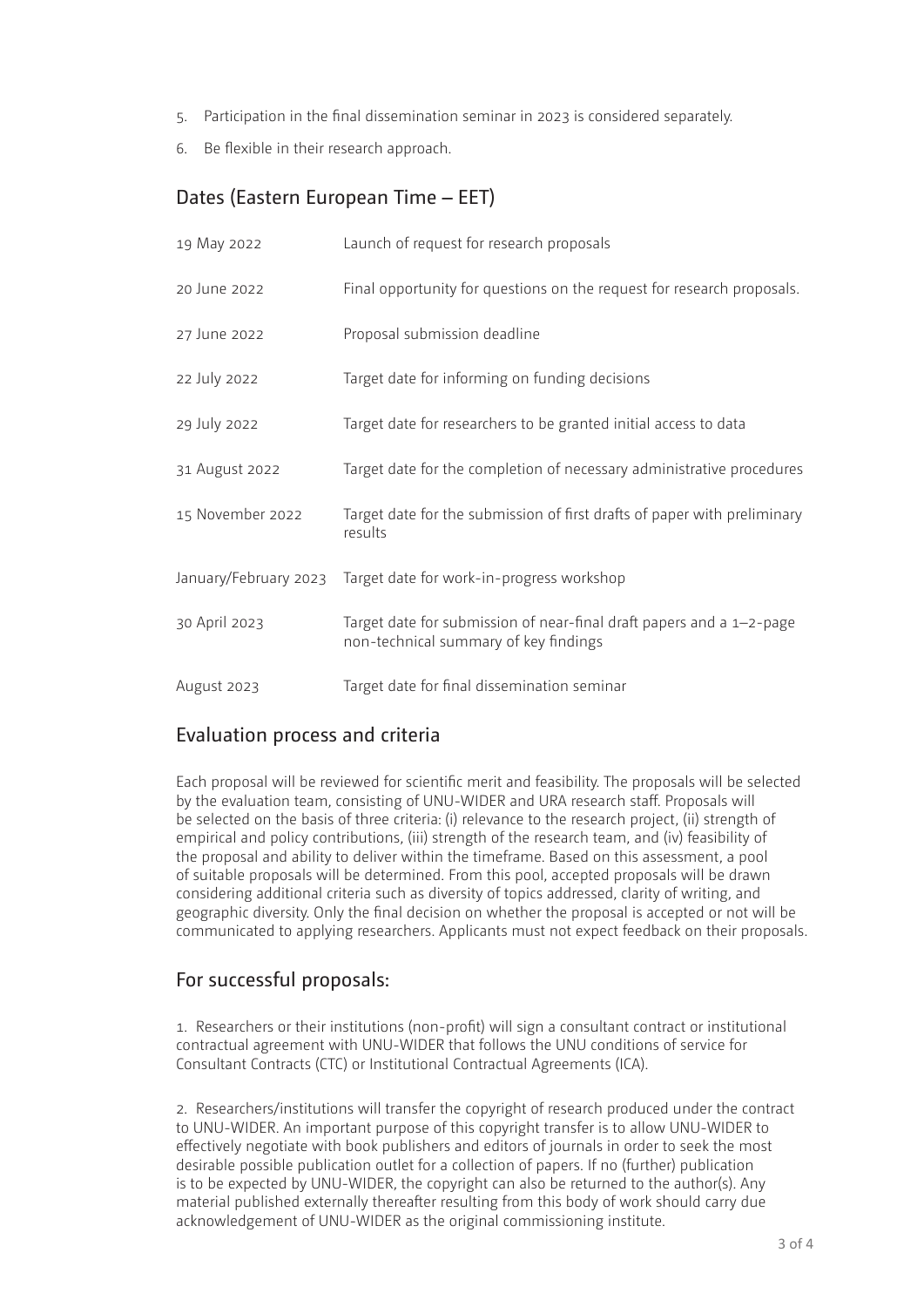5. Participation in the final dissemination seminar in 2023 is considered separately.
6. Be flexible in their research approach.

## Dates (Eastern European Time – EET)

| | |
|---|---|
| 19 May 2022 | Launch of request for research proposals |
| 20 June 2022 | Final opportunity for questions on the request for research proposals. |
| 27 June 2022 | Proposal submission deadline |
| 22 July 2022 | Target date for informing on funding decisions |
| 29 July 2022 | Target date for researchers to be granted initial access to data |
| 31 August 2022 | Target date for the completion of necessary administrative procedures |
| 15 November 2022 | Target date for the submission of first drafts of paper with preliminary results |
| January/February 2023 | Target date for work-in-progress workshop |
| 30 April 2023 | Target date for submission of near-final draft papers and a 1–2-page non-technical summary of key findings |
| August 2023 | Target date for final dissemination seminar |

## Evaluation process and criteria

Each proposal will be reviewed for scientific merit and feasibility. The proposals will be selected by the evaluation team, consisting of UNU-WIDER and URA research staff. Proposals will be selected on the basis of three criteria: (i) relevance to the research project, (ii) strength of empirical and policy contributions, (iii) strength of the research team, and (iv) feasibility of the proposal and ability to deliver within the timeframe. Based on this assessment, a pool of suitable proposals will be determined. From this pool, accepted proposals will be drawn considering additional criteria such as diversity of topics addressed, clarity of writing, and geographic diversity. Only the final decision on whether the proposal is accepted or not will be communicated to applying researchers. Applicants must not expect feedback on their proposals.

## For successful proposals:

1. Researchers or their institutions (non-profit) will sign a consultant contract or institutional contractual agreement with UNU-WIDER that follows the UNU conditions of service for Consultant Contracts (CTC) or Institutional Contractual Agreements (ICA).

2. Researchers/institutions will transfer the copyright of research produced under the contract to UNU-WIDER. An important purpose of this copyright transfer is to allow UNU-WIDER to effectively negotiate with book publishers and editors of journals in order to seek the most desirable possible publication outlet for a collection of papers. If no (further) publication is to be expected by UNU-WIDER, the copyright can also be returned to the author(s). Any material published externally thereafter resulting from this body of work should carry due acknowledgement of UNU-WIDER as the original commissioning institute.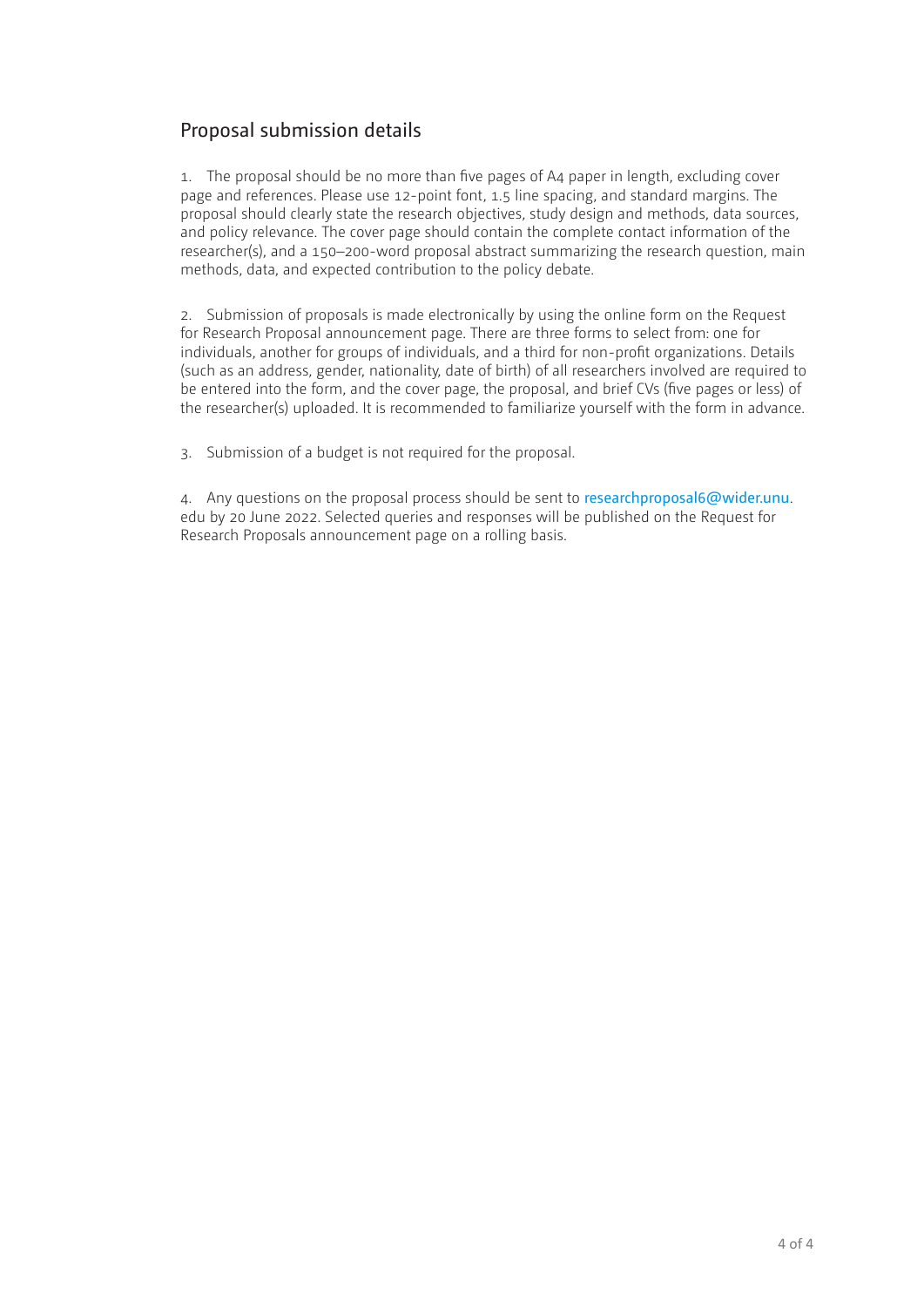## Proposal submission details

1. The proposal should be no more than five pages of A4 paper in length, excluding cover page and references. Please use 12-point font, 1.5 line spacing, and standard margins. The proposal should clearly state the research objectives, study design and methods, data sources, and policy relevance. The cover page should contain the complete contact information of the researcher(s), and a 150–200-word proposal abstract summarizing the research question, main methods, data, and expected contribution to the policy debate.

2. Submission of proposals is made electronically by using the online form on the Request for Research Proposal announcement page. There are three forms to select from: one for individuals, another for groups of individuals, and a third for non-profit organizations. Details (such as an address, gender, nationality, date of birth) of all researchers involved are required to be entered into the form, and the cover page, the proposal, and brief CVs (five pages or less) of the researcher(s) uploaded. It is recommended to familiarize yourself with the form in advance.

3. Submission of a budget is not required for the proposal.

4. Any questions on the proposal process should be sent to researchproposal6@wider.unu.edu by 20 June 2022. Selected queries and responses will be published on the Request for Research Proposals announcement page on a rolling basis.